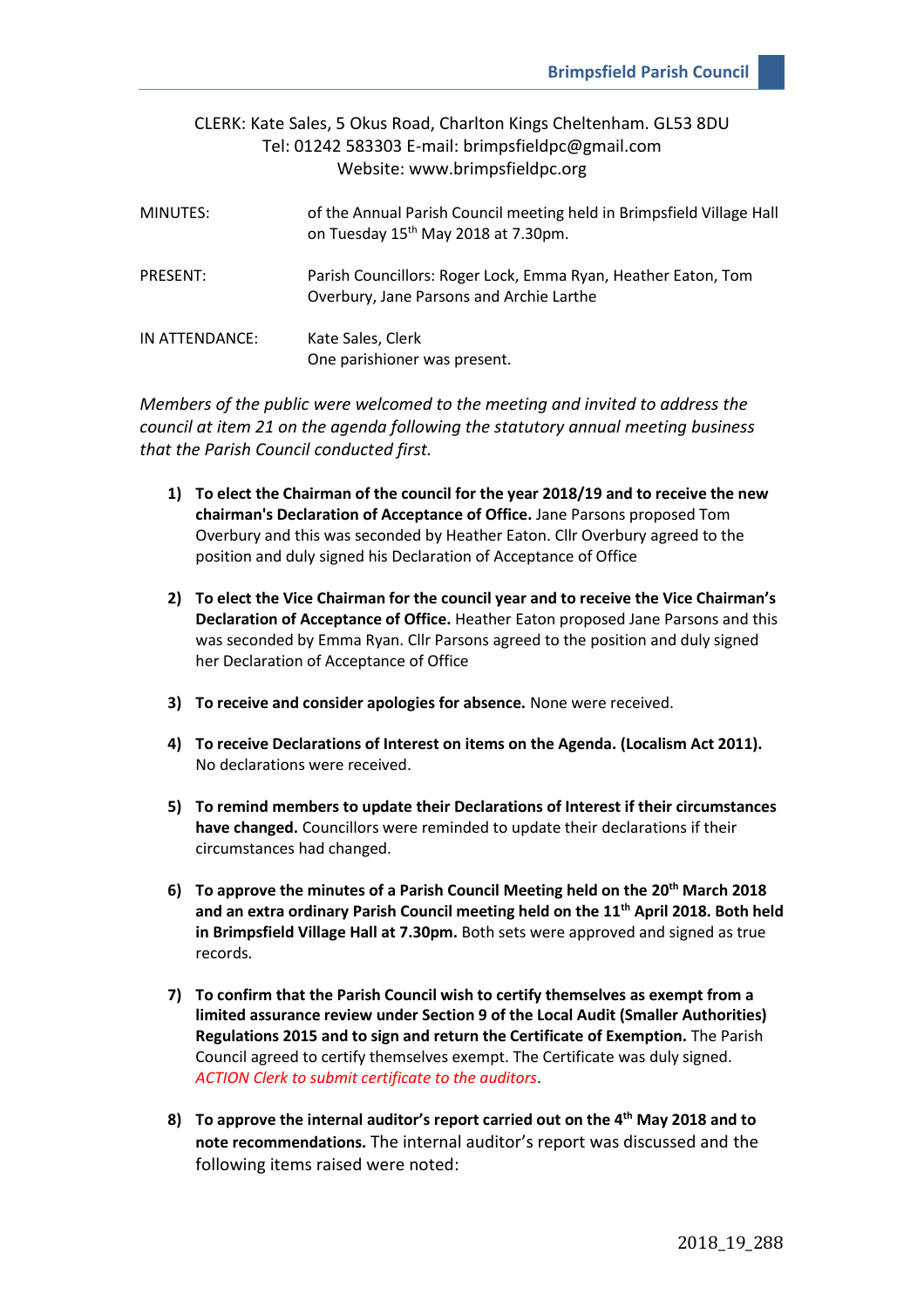CLERK: Kate Sales, 5 Okus Road, Charlton Kings Cheltenham. GL53 8DU
Tel: 01242 583303 E-mail: brimpsfieldpc@gmail.com
Website: www.brimpsfieldpc.org

| | |
|---|---|
| MINUTES: | of the Annual Parish Council meeting held in Brimpsfield Village Hall on Tuesday 15th May 2018 at 7.30pm. |
| PRESENT: | Parish Councillors: Roger Lock, Emma Ryan, Heather Eaton, Tom Overbury, Jane Parsons and Archie Larthe |
| IN ATTENDANCE: | Kate Sales, Clerk<br>One parishioner was present. |

*Members of the public were welcomed to the meeting and invited to address the council at item 21 on the agenda following the statutory annual meeting business that the Parish Council conducted first.*

1) **To elect the Chairman of the council for the year 2018/19 and to receive the new chairman's Declaration of Acceptance of Office.** Jane Parsons proposed Tom Overbury and this was seconded by Heather Eaton. Cllr Overbury agreed to the position and duly signed his Declaration of Acceptance of Office

2) **To elect the Vice Chairman for the council year and to receive the Vice Chairman's Declaration of Acceptance of Office.** Heather Eaton proposed Jane Parsons and this was seconded by Emma Ryan. Cllr Parsons agreed to the position and duly signed her Declaration of Acceptance of Office

3) **To receive and consider apologies for absence.** None were received.

4) **To receive Declarations of Interest on items on the Agenda. (Localism Act 2011).** No declarations were received.

5) **To remind members to update their Declarations of Interest if their circumstances have changed.** Councillors were reminded to update their declarations if their circumstances had changed.

6) **To approve the minutes of a Parish Council Meeting held on the 20th March 2018 and an extra ordinary Parish Council meeting held on the 11th April 2018. Both held in Brimpsfield Village Hall at 7.30pm.** Both sets were approved and signed as true records.

7) **To confirm that the Parish Council wish to certify themselves as exempt from a limited assurance review under Section 9 of the Local Audit (Smaller Authorities) Regulations 2015 and to sign and return the Certificate of Exemption.** The Parish Council agreed to certify themselves exempt. The Certificate was duly signed. *ACTION Clerk to submit certificate to the auditors*.

8) **To approve the internal auditor's report carried out on the 4th May 2018 and to note recommendations.** The internal auditor's report was discussed and the following items raised were noted: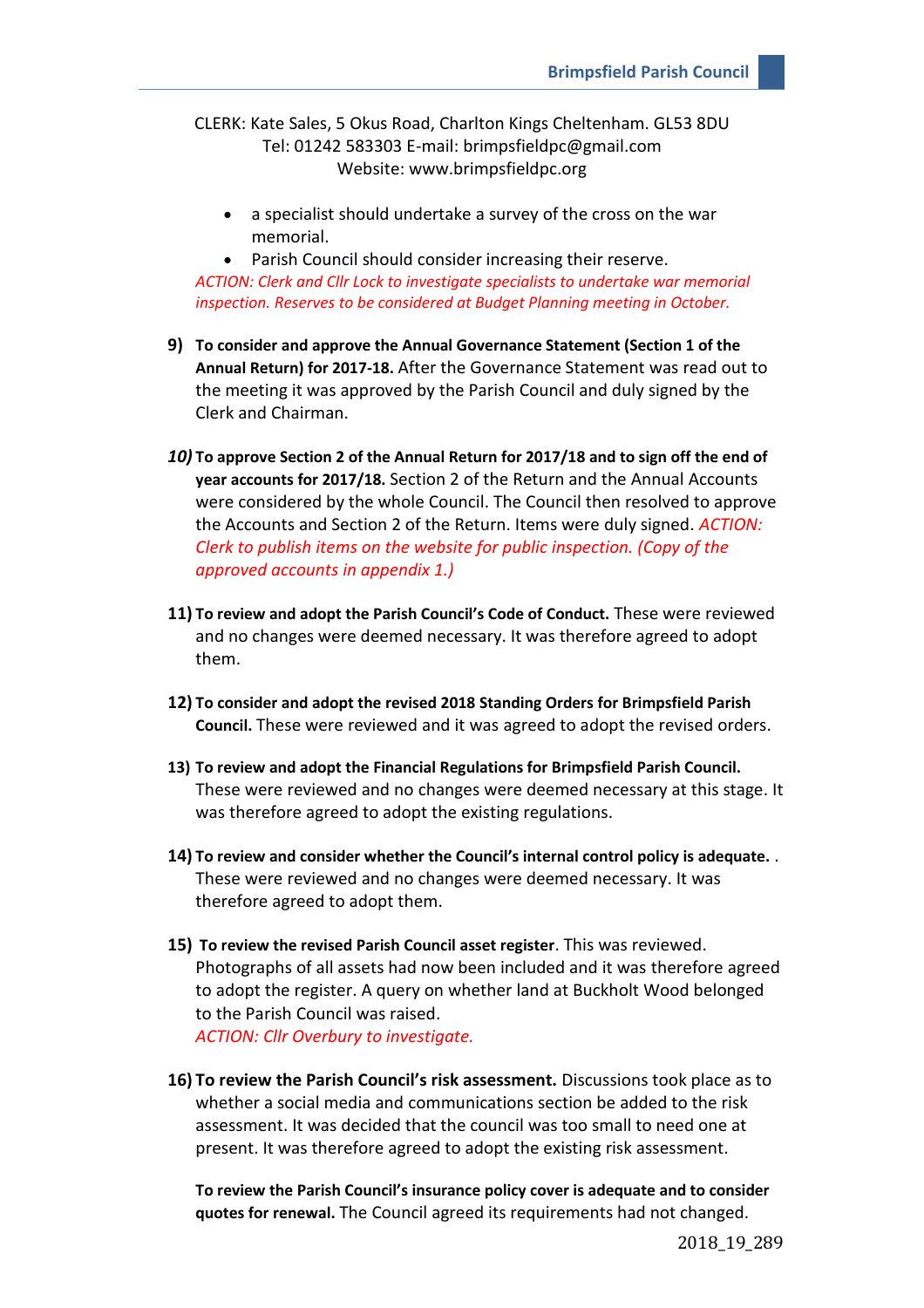CLERK: Kate Sales, 5 Okus Road, Charlton Kings Cheltenham. GL53 8DU
Tel: 01242 583303 E-mail: brimpsfieldpc@gmail.com
Website: www.brimpsfieldpc.org

- a specialist should undertake a survey of the cross on the war memorial.
- Parish Council should consider increasing their reserve.

*ACTION: Clerk and Cllr Lock to investigate specialists to undertake war memorial inspection. Reserves to be considered at Budget Planning meeting in October.*

9) **To consider and approve the Annual Governance Statement (Section 1 of the Annual Return) for 2017-18.** After the Governance Statement was read out to the meeting it was approved by the Parish Council and duly signed by the Clerk and Chairman.

*10)* **To approve Section 2 of the Annual Return for 2017/18 and to sign off the end of year accounts for 2017/18.** Section 2 of the Return and the Annual Accounts were considered by the whole Council. The Council then resolved to approve the Accounts and Section 2 of the Return. Items were duly signed. *ACTION: Clerk to publish items on the website for public inspection. (Copy of the approved accounts in appendix 1.)*

11) **To review and adopt the Parish Council's Code of Conduct.** These were reviewed and no changes were deemed necessary. It was therefore agreed to adopt them.

12) **To consider and adopt the revised 2018 Standing Orders for Brimpsfield Parish Council.** These were reviewed and it was agreed to adopt the revised orders.

13) **To review and adopt the Financial Regulations for Brimpsfield Parish Council.** These were reviewed and no changes were deemed necessary at this stage. It was therefore agreed to adopt the existing regulations.

14) **To review and consider whether the Council's internal control policy is adequate.** . These were reviewed and no changes were deemed necessary. It was therefore agreed to adopt them.

15) **To review the revised Parish Council asset register**. This was reviewed. Photographs of all assets had now been included and it was therefore agreed to adopt the register. A query on whether land at Buckholt Wood belonged to the Parish Council was raised.
*ACTION: Cllr Overbury to investigate.*

16) **To review the Parish Council's risk assessment.** Discussions took place as to whether a social media and communications section be added to the risk assessment. It was decided that the council was too small to need one at present. It was therefore agreed to adopt the existing risk assessment.

**To review the Parish Council's insurance policy cover is adequate and to consider quotes for renewal.** The Council agreed its requirements had not changed.

2018_19_289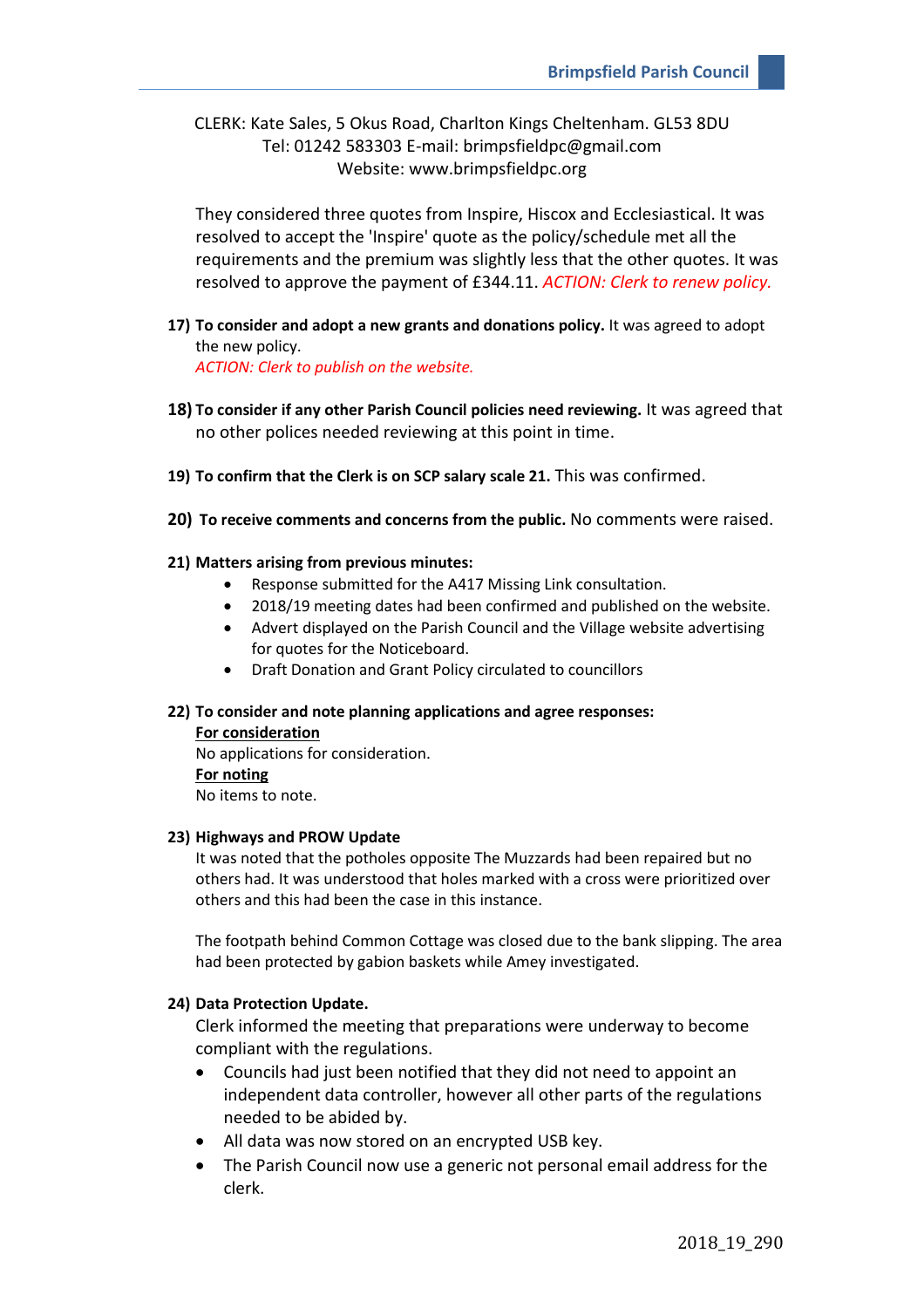CLERK: Kate Sales, 5 Okus Road, Charlton Kings Cheltenham. GL53 8DU
Tel: 01242 583303 E-mail: brimpsfieldpc@gmail.com
Website: www.brimpsfieldpc.org

They considered three quotes from Inspire, Hiscox and Ecclesiastical. It was resolved to accept the 'Inspire' quote as the policy/schedule met all the requirements and the premium was slightly less that the other quotes. It was resolved to approve the payment of £344.11. *ACTION: Clerk to renew policy.*

17) **To consider and adopt a new grants and donations policy.** It was agreed to adopt the new policy.
*ACTION: Clerk to publish on the website.*

18) **To consider if any other Parish Council policies need reviewing.** It was agreed that no other polices needed reviewing at this point in time.

19) **To confirm that the Clerk is on SCP salary scale 21.** This was confirmed.

20) **To receive comments and concerns from the public.** No comments were raised.

21) **Matters arising from previous minutes:**

- Response submitted for the A417 Missing Link consultation.
- 2018/19 meeting dates had been confirmed and published on the website.
- Advert displayed on the Parish Council and the Village website advertising for quotes for the Noticeboard.
- Draft Donation and Grant Policy circulated to councillors

22) **To consider and note planning applications and agree responses:**

**For consideration**

No applications for consideration.

**For noting**

No items to note.

23) **Highways and PROW Update**

It was noted that the potholes opposite The Muzzards had been repaired but no others had. It was understood that holes marked with a cross were prioritized over others and this had been the case in this instance.

The footpath behind Common Cottage was closed due to the bank slipping. The area had been protected by gabion baskets while Amey investigated.

24) **Data Protection Update.**

Clerk informed the meeting that preparations were underway to become compliant with the regulations.

- Councils had just been notified that they did not need to appoint an independent data controller, however all other parts of the regulations needed to be abided by.
- All data was now stored on an encrypted USB key.
- The Parish Council now use a generic not personal email address for the clerk.

2018_19_290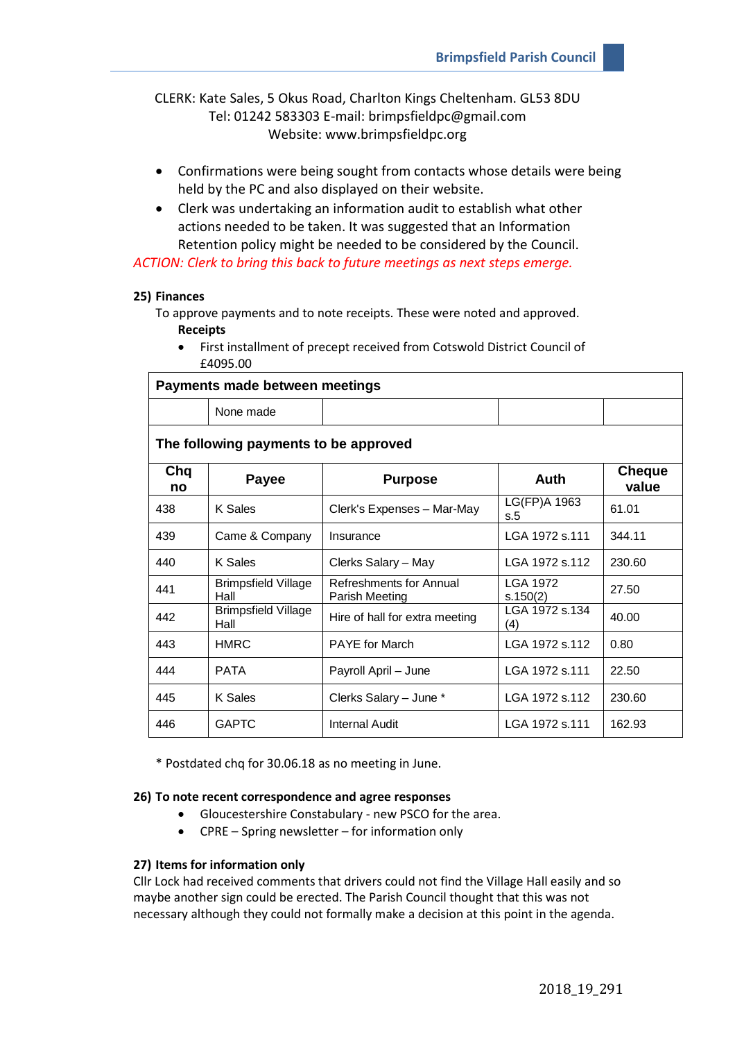CLERK: Kate Sales, 5 Okus Road, Charlton Kings Cheltenham. GL53 8DU
Tel: 01242 583303 E-mail: brimpsfieldpc@gmail.com
Website: www.brimpsfieldpc.org

- Confirmations were being sought from contacts whose details were being held by the PC and also displayed on their website.
- Clerk was undertaking an information audit to establish what other actions needed to be taken. It was suggested that an Information Retention policy might be needed to be considered by the Council.

*ACTION: Clerk to bring this back to future meetings as next steps emerge.*

**25) Finances**

To approve payments and to note receipts. These were noted and approved.

**Receipts**

- First installment of precept received from Cotswold District Council of £4095.00

| **Payments made between meetings** | | | | |
|---|---|---|---|---|
| | None made | | | |
| **The following payments to be approved** | | | | |
| **Chq no** | **Payee** | **Purpose** | **Auth** | **Cheque value** |
| 438 | K Sales | Clerk's Expenses – Mar-May | LG(FP)A 1963 s.5 | 61.01 |
| 439 | Came & Company | Insurance | LGA 1972 s.111 | 344.11 |
| 440 | K Sales | Clerks Salary – May | LGA 1972 s.112 | 230.60 |
| 441 | Brimpsfield Village Hall | Refreshments for Annual Parish Meeting | LGA 1972 s.150(2) | 27.50 |
| 442 | Brimpsfield Village Hall | Hire of hall for extra meeting | LGA 1972 s.134 (4) | 40.00 |
| 443 | HMRC | PAYE for March | LGA 1972 s.112 | 0.80 |
| 444 | PATA | Payroll April – June | LGA 1972 s.111 | 22.50 |
| 445 | K Sales | Clerks Salary – June * | LGA 1972 s.112 | 230.60 |
| 446 | GAPTC | Internal Audit | LGA 1972 s.111 | 162.93 |

\* Postdated chq for 30.06.18 as no meeting in June.

**26) To note recent correspondence and agree responses**

- Gloucestershire Constabulary - new PSCO for the area.
- CPRE – Spring newsletter – for information only

**27) Items for information only**

Cllr Lock had received comments that drivers could not find the Village Hall easily and so maybe another sign could be erected. The Parish Council thought that this was not necessary although they could not formally make a decision at this point in the agenda.

2018_19_291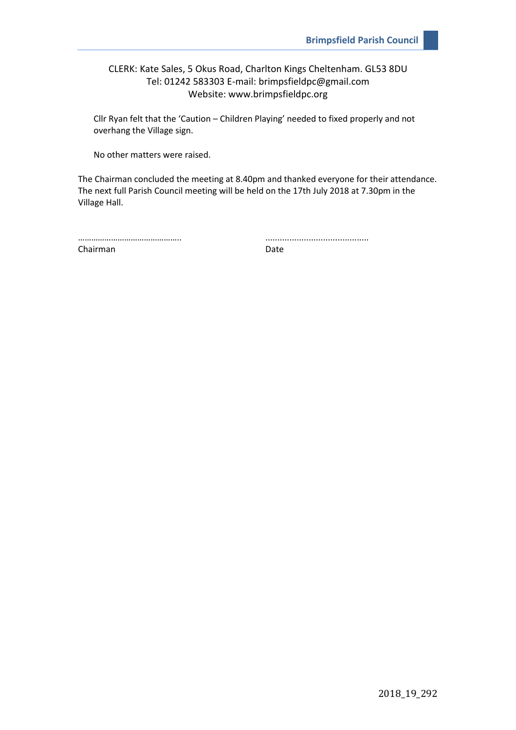CLERK: Kate Sales, 5 Okus Road, Charlton Kings Cheltenham. GL53 8DU
Tel: 01242 583303 E-mail: brimpsfieldpc@gmail.com
Website: www.brimpsfieldpc.org

Cllr Ryan felt that the 'Caution – Children Playing' needed to fixed properly and not overhang the Village sign.

No other matters were raised.

The Chairman concluded the meeting at 8.40pm and thanked everyone for their attendance. The next full Parish Council meeting will be held on the 17th July 2018 at 7.30pm in the Village Hall.

……………………………………….. ..........................................
Chairman Date

2018_19_292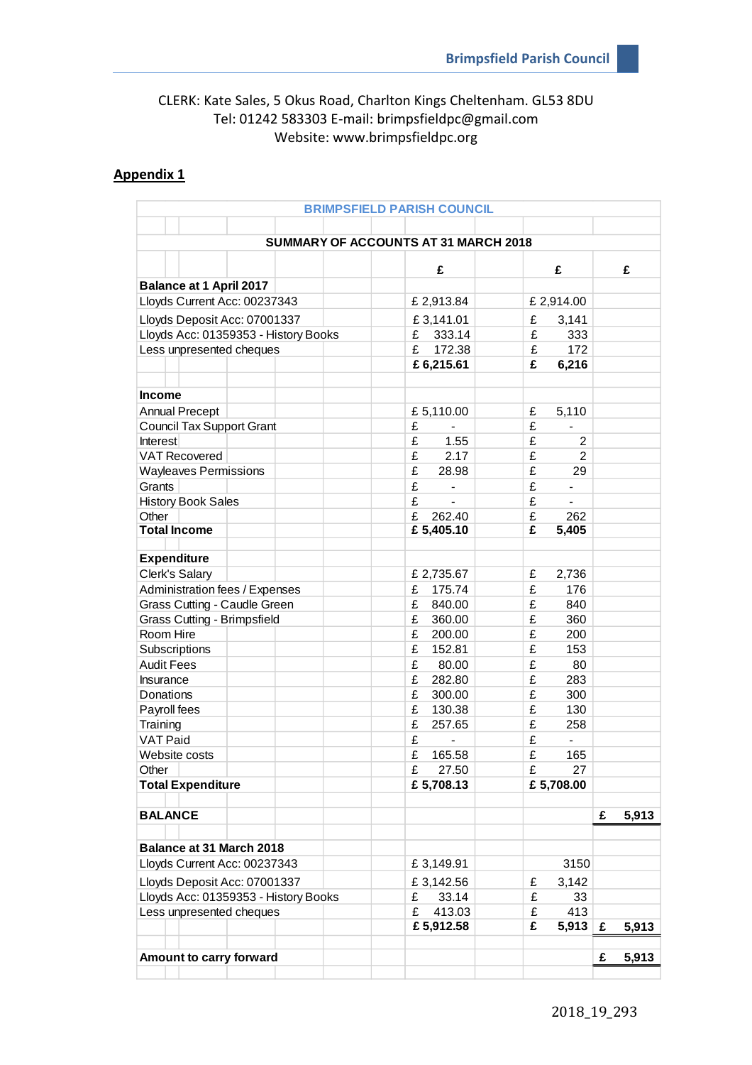CLERK: Kate Sales, 5 Okus Road, Charlton Kings Cheltenham. GL53 8DU
Tel: 01242 583303 E-mail: brimpsfieldpc@gmail.com
Website: www.brimpsfieldpc.org

## Appendix 1

| BRIMPSFIELD PARISH COUNCIL | | | |
|---|---|---|---|
| **SUMMARY OF ACCOUNTS AT 31 MARCH 2018** | | | |
| | **£** | **£** | **£** |
| **Balance at 1 April 2017** | | | |
| Lloyds Current Acc: 00237343 | £ 2,913.84 | £ 2,914.00 | |
| Lloyds Deposit Acc: 07001337 | £ 3,141.01 | £ 3,141 | |
| Lloyds Acc: 01359353 - History Books | £ 333.14 | £ 333 | |
| Less unpresented cheques | £ 172.38 | £ 172 | |
| | **£ 6,215.61** | **£ 6,216** | |
| **Income** | | | |
| Annual Precept | £ 5,110.00 | £ 5,110 | |
| Council Tax Support Grant | £ - | £ - | |
| Interest | £ 1.55 | £ 2 | |
| VAT Recovered | £ 2.17 | £ 2 | |
| Wayleaves Permissions | £ 28.98 | £ 29 | |
| Grants | £ - | £ - | |
| History Book Sales | £ - | £ - | |
| Other | £ 262.40 | £ 262 | |
| **Total Income** | **£ 5,405.10** | **£ 5,405** | |
| **Expenditure** | | | |
| Clerk's Salary | £ 2,735.67 | £ 2,736 | |
| Administration fees / Expenses | £ 175.74 | £ 176 | |
| Grass Cutting - Caudle Green | £ 840.00 | £ 840 | |
| Grass Cutting - Brimpsfield | £ 360.00 | £ 360 | |
| Room Hire | £ 200.00 | £ 200 | |
| Subscriptions | £ 152.81 | £ 153 | |
| Audit Fees | £ 80.00 | £ 80 | |
| Insurance | £ 282.80 | £ 283 | |
| Donations | £ 300.00 | £ 300 | |
| Payroll fees | £ 130.38 | £ 130 | |
| Training | £ 257.65 | £ 258 | |
| VAT Paid | £ - | £ - | |
| Website costs | £ 165.58 | £ 165 | |
| Other | £ 27.50 | £ 27 | |
| **Total Expenditure** | **£ 5,708.13** | **£ 5,708.00** | |
| **BALANCE** | | | **£ 5,913** |
| **Balance at 31 March 2018** | | | |
| Lloyds Current Acc: 00237343 | £ 3,149.91 | 3150 | |
| Lloyds Deposit Acc: 07001337 | £ 3,142.56 | £ 3,142 | |
| Lloyds Acc: 01359353 - History Books | £ 33.14 | £ 33 | |
| Less unpresented cheques | £ 413.03 | £ 413 | |
| | **£ 5,912.58** | **£ 5,913** | **£ 5,913** |
| **Amount to carry forward** | | | **£ 5,913** |

2018_19_293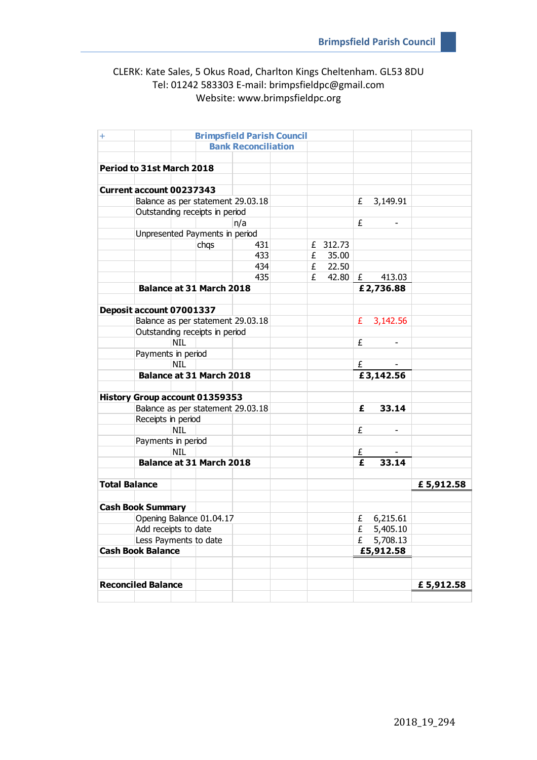CLERK: Kate Sales, 5 Okus Road, Charlton Kings Cheltenham. GL53 8DU
Tel: 01242 583303 E-mail: brimpsfieldpc@gmail.com
Website: www.brimpsfieldpc.org

## Brimpsfield Parish Council
### Bank Reconciliation

| | | | | | |
|---|---|---|---|---|---|
| **Period to 31st March 2018** | | | | | |
| | | | | | |
| **Current account 00237343** | | | | | |
| | Balance as per statement 29.03.18 | | | £ 3,149.91 | |
| | Outstanding receipts in period | | | | |
| | | n/a | | £ - | |
| | Unpresented Payments in period | | | | |
| | chqs | 431 | £ 312.73 | | |
| | | 433 | £ 35.00 | | |
| | | 434 | £ 22.50 | | |
| | | 435 | £ 42.80 | £ 413.03 | |
| | **Balance at 31 March 2018** | | | **£ 2,736.88** | |
| | | | | | |
| **Deposit account 07001337** | | | | | |
| | Balance as per statement 29.03.18 | | | £ 3,142.56 | |
| | Outstanding receipts in period | | | | |
| | NIL | | | £ - | |
| | Payments in period | | | | |
| | NIL | | | £ - | |
| | **Balance at 31 March 2018** | | | **£ 3,142.56** | |
| | | | | | |
| **History Group account 01359353** | | | | | |
| | Balance as per statement 29.03.18 | | | **£ 33.14** | |
| | Receipts in period | | | | |
| | NIL | | | £ - | |
| | Payments in period | | | | |
| | NIL | | | £ - | |
| | **Balance at 31 March 2018** | | | **£ 33.14** | |
| | | | | | |
| **Total Balance** | | | | | **£ 5,912.58** |
| | | | | | |
| **Cash Book Summary** | | | | | |
| | Opening Balance 01.04.17 | | | £ 6,215.61 | |
| | Add receipts to date | | | £ 5,405.10 | |
| | Less Payments to date | | | £ 5,708.13 | |
| **Cash Book Balance** | | | | **£5,912.58** | |
| | | | | | |
| **Reconciled Balance** | | | | | **£ 5,912.58** |

2018_19_294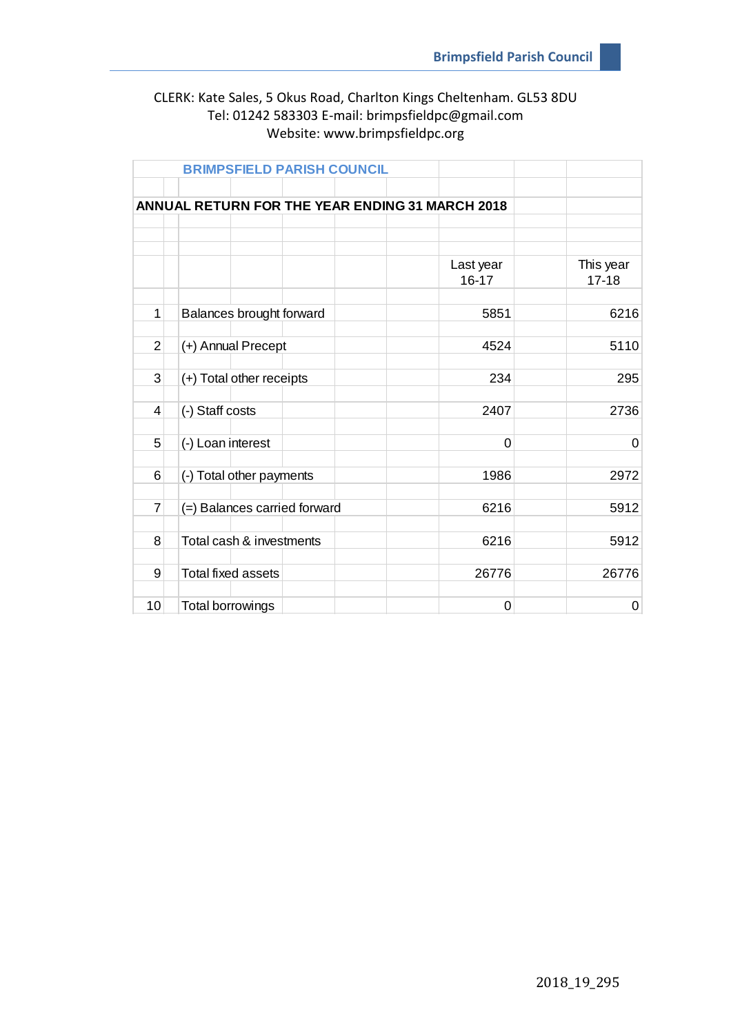CLERK: Kate Sales, 5 Okus Road, Charlton Kings Cheltenham. GL53 8DU
Tel: 01242 583303 E-mail: brimpsfieldpc@gmail.com
Website: www.brimpsfieldpc.org

## BRIMPSFIELD PARISH COUNCIL

**ANNUAL RETURN FOR THE YEAR ENDING 31 MARCH 2018**

| | | Last year 16-17 | This year 17-18 |
|---|---|---|---|
| 1 | Balances brought forward | 5851 | 6216 |
| 2 | (+) Annual Precept | 4524 | 5110 |
| 3 | (+) Total other receipts | 234 | 295 |
| 4 | (-) Staff costs | 2407 | 2736 |
| 5 | (-) Loan interest | 0 | 0 |
| 6 | (-) Total other payments | 1986 | 2972 |
| 7 | (=) Balances carried forward | 6216 | 5912 |
| 8 | Total cash & investments | 6216 | 5912 |
| 9 | Total fixed assets | 26776 | 26776 |
| 10 | Total borrowings | 0 | 0 |

2018_19_295